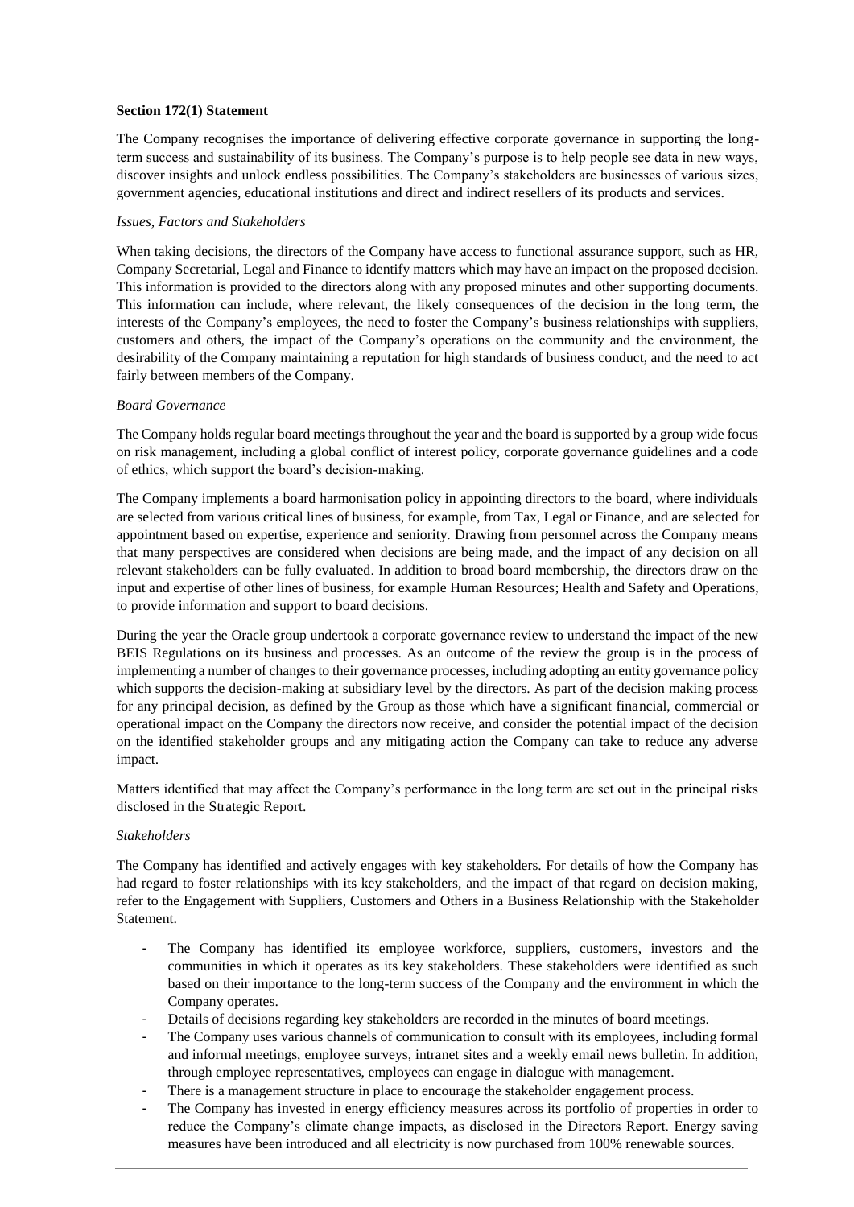**Section 172(1) Statement**

The Company recognises the importance of delivering effective corporate governance in supporting the long-term success and sustainability of its business. The Company's purpose is to help people see data in new ways, discover insights and unlock endless possibilities. The Company's stakeholders are businesses of various sizes, government agencies, educational institutions and direct and indirect resellers of its products and services.

*Issues, Factors and Stakeholders*

When taking decisions, the directors of the Company have access to functional assurance support, such as HR, Company Secretarial, Legal and Finance to identify matters which may have an impact on the proposed decision. This information is provided to the directors along with any proposed minutes and other supporting documents. This information can include, where relevant, the likely consequences of the decision in the long term, the interests of the Company's employees, the need to foster the Company's business relationships with suppliers, customers and others, the impact of the Company's operations on the community and the environment, the desirability of the Company maintaining a reputation for high standards of business conduct, and the need to act fairly between members of the Company.

*Board Governance*

The Company holds regular board meetings throughout the year and the board is supported by a group wide focus on risk management, including a global conflict of interest policy, corporate governance guidelines and a code of ethics, which support the board's decision-making.

The Company implements a board harmonisation policy in appointing directors to the board, where individuals are selected from various critical lines of business, for example, from Tax, Legal or Finance, and are selected for appointment based on expertise, experience and seniority. Drawing from personnel across the Company means that many perspectives are considered when decisions are being made, and the impact of any decision on all relevant stakeholders can be fully evaluated. In addition to broad board membership, the directors draw on the input and expertise of other lines of business, for example Human Resources; Health and Safety and Operations, to provide information and support to board decisions.

During the year the Oracle group undertook a corporate governance review to understand the impact of the new BEIS Regulations on its business and processes. As an outcome of the review the group is in the process of implementing a number of changes to their governance processes, including adopting an entity governance policy which supports the decision-making at subsidiary level by the directors. As part of the decision making process for any principal decision, as defined by the Group as those which have a significant financial, commercial or operational impact on the Company the directors now receive, and consider the potential impact of the decision on the identified stakeholder groups and any mitigating action the Company can take to reduce any adverse impact.

Matters identified that may affect the Company's performance in the long term are set out in the principal risks disclosed in the Strategic Report.

*Stakeholders*

The Company has identified and actively engages with key stakeholders. For details of how the Company has had regard to foster relationships with its key stakeholders, and the impact of that regard on decision making, refer to the Engagement with Suppliers, Customers and Others in a Business Relationship with the Stakeholder Statement.

- The Company has identified its employee workforce, suppliers, customers, investors and the communities in which it operates as its key stakeholders. These stakeholders were identified as such based on their importance to the long-term success of the Company and the environment in which the Company operates.
- Details of decisions regarding key stakeholders are recorded in the minutes of board meetings.
- The Company uses various channels of communication to consult with its employees, including formal and informal meetings, employee surveys, intranet sites and a weekly email news bulletin. In addition, through employee representatives, employees can engage in dialogue with management.
- There is a management structure in place to encourage the stakeholder engagement process.
- The Company has invested in energy efficiency measures across its portfolio of properties in order to reduce the Company's climate change impacts, as disclosed in the Directors Report. Energy saving measures have been introduced and all electricity is now purchased from 100% renewable sources.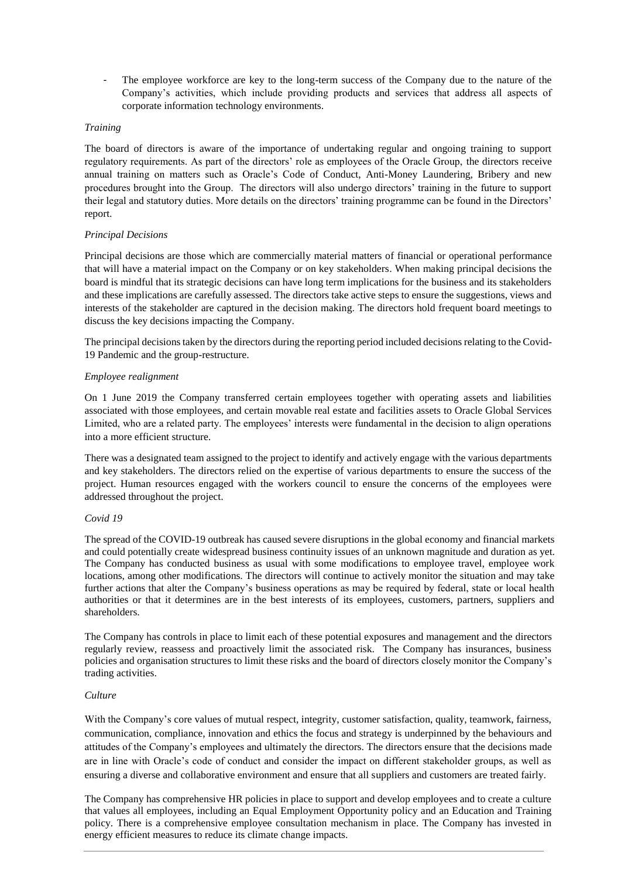- The employee workforce are key to the long-term success of the Company due to the nature of the Company's activities, which include providing products and services that address all aspects of corporate information technology environments.

*Training*

The board of directors is aware of the importance of undertaking regular and ongoing training to support regulatory requirements. As part of the directors' role as employees of the Oracle Group, the directors receive annual training on matters such as Oracle's Code of Conduct, Anti-Money Laundering, Bribery and new procedures brought into the Group. The directors will also undergo directors' training in the future to support their legal and statutory duties. More details on the directors' training programme can be found in the Directors' report.

*Principal Decisions*

Principal decisions are those which are commercially material matters of financial or operational performance that will have a material impact on the Company or on key stakeholders. When making principal decisions the board is mindful that its strategic decisions can have long term implications for the business and its stakeholders and these implications are carefully assessed. The directors take active steps to ensure the suggestions, views and interests of the stakeholder are captured in the decision making. The directors hold frequent board meetings to discuss the key decisions impacting the Company.

The principal decisions taken by the directors during the reporting period included decisions relating to the Covid-19 Pandemic and the group-restructure.

*Employee realignment*

On 1 June 2019 the Company transferred certain employees together with operating assets and liabilities associated with those employees, and certain movable real estate and facilities assets to Oracle Global Services Limited, who are a related party. The employees' interests were fundamental in the decision to align operations into a more efficient structure.

There was a designated team assigned to the project to identify and actively engage with the various departments and key stakeholders. The directors relied on the expertise of various departments to ensure the success of the project. Human resources engaged with the workers council to ensure the concerns of the employees were addressed throughout the project.

*Covid 19*

The spread of the COVID-19 outbreak has caused severe disruptions in the global economy and financial markets and could potentially create widespread business continuity issues of an unknown magnitude and duration as yet. The Company has conducted business as usual with some modifications to employee travel, employee work locations, among other modifications. The directors will continue to actively monitor the situation and may take further actions that alter the Company's business operations as may be required by federal, state or local health authorities or that it determines are in the best interests of its employees, customers, partners, suppliers and shareholders.

The Company has controls in place to limit each of these potential exposures and management and the directors regularly review, reassess and proactively limit the associated risk. The Company has insurances, business policies and organisation structures to limit these risks and the board of directors closely monitor the Company's trading activities.

*Culture*

With the Company's core values of mutual respect, integrity, customer satisfaction, quality, teamwork, fairness, communication, compliance, innovation and ethics the focus and strategy is underpinned by the behaviours and attitudes of the Company's employees and ultimately the directors. The directors ensure that the decisions made are in line with Oracle's code of conduct and consider the impact on different stakeholder groups, as well as ensuring a diverse and collaborative environment and ensure that all suppliers and customers are treated fairly.

The Company has comprehensive HR policies in place to support and develop employees and to create a culture that values all employees, including an Equal Employment Opportunity policy and an Education and Training policy. There is a comprehensive employee consultation mechanism in place. The Company has invested in energy efficient measures to reduce its climate change impacts.